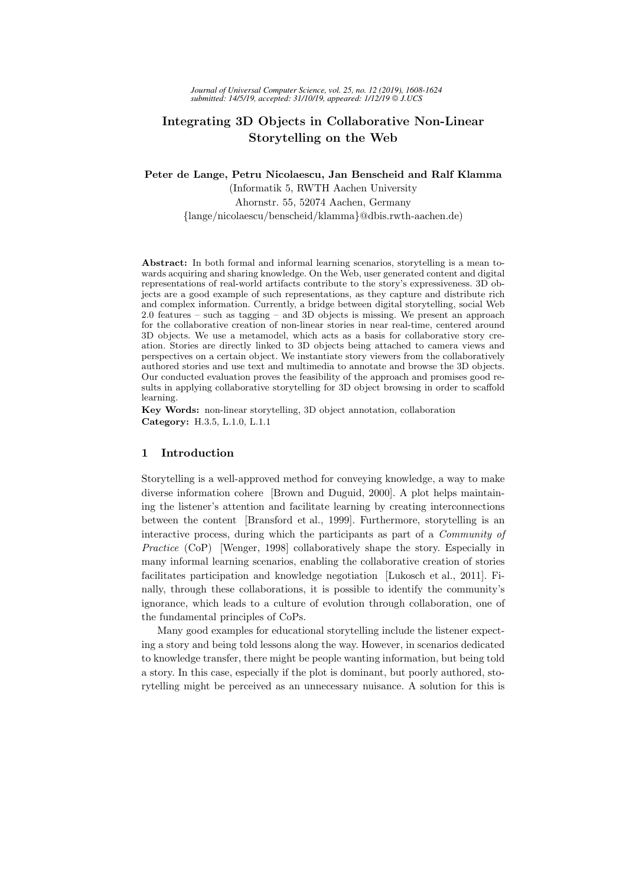# Integrating 3D Objects in Collaborative Non-Linear Storytelling on the Web

**Peter de Lange, Petru Nicolaescu, Jan Benscheid and Ralf Klamma**

(Informatik 5, RWTH Aachen University
Ahornstr. 55, 52074 Aachen, Germany
{lange/nicolaescu/benscheid/klamma}@dbis.rwth-aachen.de)

**Abstract:** In both formal and informal learning scenarios, storytelling is a mean towards acquiring and sharing knowledge. On the Web, user generated content and digital representations of real-world artifacts contribute to the story's expressiveness. 3D objects are a good example of such representations, as they capture and distribute rich and complex information. Currently, a bridge between digital storytelling, social Web 2.0 features – such as tagging – and 3D objects is missing. We present an approach for the collaborative creation of non-linear stories in near real-time, centered around 3D objects. We use a metamodel, which acts as a basis for collaborative story creation. Stories are directly linked to 3D objects being attached to camera views and perspectives on a certain object. We instantiate story viewers from the collaboratively authored stories and use text and multimedia to annotate and browse the 3D objects. Our conducted evaluation proves the feasibility of the approach and promises good results in applying collaborative storytelling for 3D object browsing in order to scaffold learning.

**Key Words:** non-linear storytelling, 3D object annotation, collaboration

**Category:** H.3.5, L.1.0, L.1.1

## 1 Introduction

Storytelling is a well-approved method for conveying knowledge, a way to make diverse information cohere [Brown and Duguid, 2000]. A plot helps maintaining the listener's attention and facilitate learning by creating interconnections between the content [Bransford et al., 1999]. Furthermore, storytelling is an interactive process, during which the participants as part of a *Community of Practice* (CoP) [Wenger, 1998] collaboratively shape the story. Especially in many informal learning scenarios, enabling the collaborative creation of stories facilitates participation and knowledge negotiation [Lukosch et al., 2011]. Finally, through these collaborations, it is possible to identify the community's ignorance, which leads to a culture of evolution through collaboration, one of the fundamental principles of CoPs.

Many good examples for educational storytelling include the listener expecting a story and being told lessons along the way. However, in scenarios dedicated to knowledge transfer, there might be people wanting information, but being told a story. In this case, especially if the plot is dominant, but poorly authored, storytelling might be perceived as an unnecessary nuisance. A solution for this is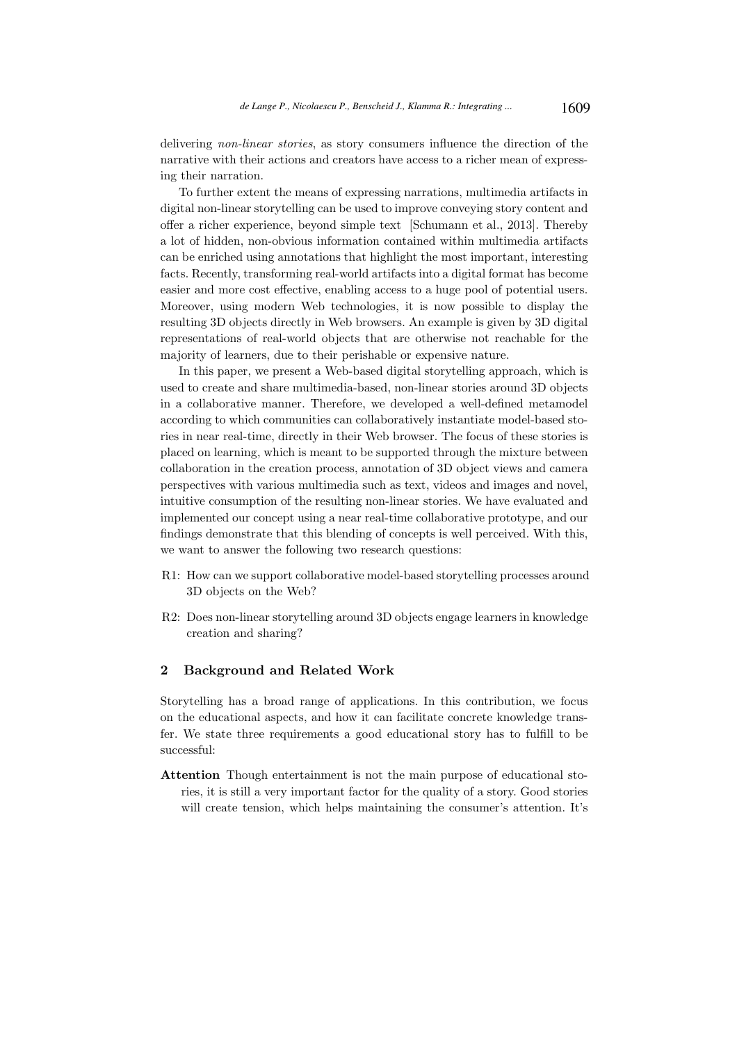delivering *non-linear stories*, as story consumers influence the direction of the narrative with their actions and creators have access to a richer mean of expressing their narration.

To further extent the means of expressing narrations, multimedia artifacts in digital non-linear storytelling can be used to improve conveying story content and offer a richer experience, beyond simple text [Schumann et al., 2013]. Thereby a lot of hidden, non-obvious information contained within multimedia artifacts can be enriched using annotations that highlight the most important, interesting facts. Recently, transforming real-world artifacts into a digital format has become easier and more cost effective, enabling access to a huge pool of potential users. Moreover, using modern Web technologies, it is now possible to display the resulting 3D objects directly in Web browsers. An example is given by 3D digital representations of real-world objects that are otherwise not reachable for the majority of learners, due to their perishable or expensive nature.

In this paper, we present a Web-based digital storytelling approach, which is used to create and share multimedia-based, non-linear stories around 3D objects in a collaborative manner. Therefore, we developed a well-defined metamodel according to which communities can collaboratively instantiate model-based stories in near real-time, directly in their Web browser. The focus of these stories is placed on learning, which is meant to be supported through the mixture between collaboration in the creation process, annotation of 3D object views and camera perspectives with various multimedia such as text, videos and images and novel, intuitive consumption of the resulting non-linear stories. We have evaluated and implemented our concept using a near real-time collaborative prototype, and our findings demonstrate that this blending of concepts is well perceived. With this, we want to answer the following two research questions:

- R1: How can we support collaborative model-based storytelling processes around 3D objects on the Web?
- R2: Does non-linear storytelling around 3D objects engage learners in knowledge creation and sharing?

## 2 Background and Related Work

Storytelling has a broad range of applications. In this contribution, we focus on the educational aspects, and how it can facilitate concrete knowledge transfer. We state three requirements a good educational story has to fulfill to be successful:

**Attention** Though entertainment is not the main purpose of educational stories, it is still a very important factor for the quality of a story. Good stories will create tension, which helps maintaining the consumer's attention. It's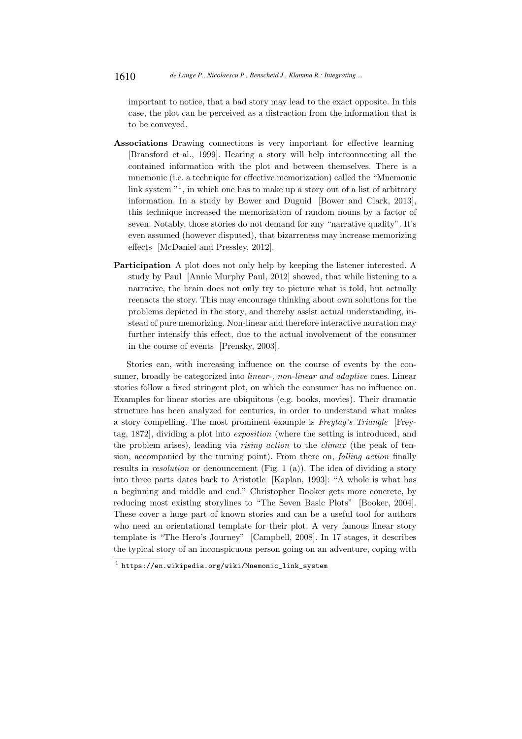important to notice, that a bad story may lead to the exact opposite. In this case, the plot can be perceived as a distraction from the information that is to be conveyed.

**Associations** Drawing connections is very important for effective learning [Bransford et al., 1999]. Hearing a story will help interconnecting all the contained information with the plot and between themselves. There is a mnemonic (i.e. a technique for effective memorization) called the "Mnemonic link system "[1], in which one has to make up a story out of a list of arbitrary information. In a study by Bower and Duguid [Bower and Clark, 2013], this technique increased the memorization of random nouns by a factor of seven. Notably, those stories do not demand for any "narrative quality". It's even assumed (however disputed), that bizarreness may increase memorizing effects [McDaniel and Pressley, 2012].

**Participation** A plot does not only help by keeping the listener interested. A study by Paul [Annie Murphy Paul, 2012] showed, that while listening to a narrative, the brain does not only try to picture what is told, but actually reenacts the story. This may encourage thinking about own solutions for the problems depicted in the story, and thereby assist actual understanding, instead of pure memorizing. Non-linear and therefore interactive narration may further intensify this effect, due to the actual involvement of the consumer in the course of events [Prensky, 2003].

Stories can, with increasing influence on the course of events by the consumer, broadly be categorized into *linear-, non-linear and adaptive* ones. Linear stories follow a fixed stringent plot, on which the consumer has no influence on. Examples for linear stories are ubiquitous (e.g. books, movies). Their dramatic structure has been analyzed for centuries, in order to understand what makes a story compelling. The most prominent example is *Freytag's Triangle* [Freytag, 1872], dividing a plot into *exposition* (where the setting is introduced, and the problem arises), leading via *rising action* to the *climax* (the peak of tension, accompanied by the turning point). From there on, *falling action* finally results in *resolution* or denouncement (Fig. 1 (a)). The idea of dividing a story into three parts dates back to Aristotle [Kaplan, 1993]: "A whole is what has a beginning and middle and end." Christopher Booker gets more concrete, by reducing most existing storylines to "The Seven Basic Plots" [Booker, 2004]. These cover a huge part of known stories and can be a useful tool for authors who need an orientational template for their plot. A very famous linear story template is "The Hero's Journey" [Campbell, 2008]. In 17 stages, it describes the typical story of an inconspicuous person going on an adventure, coping with

[1] https://en.wikipedia.org/wiki/Mnemonic_link_system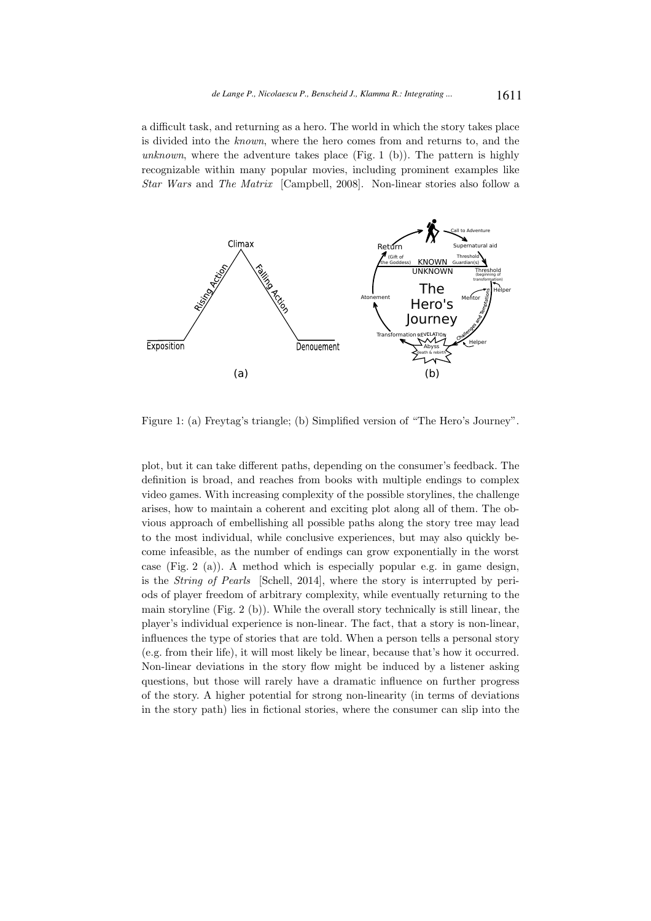a difficult task, and returning as a hero. The world in which the story takes place is divided into the *known*, where the hero comes from and returns to, and the *unknown*, where the adventure takes place (Fig. 1 (b)). The pattern is highly recognizable within many popular movies, including prominent examples like *Star Wars* and *The Matrix* [Campbell, 2008]. Non-linear stories also follow a

Figure 1: (a) Freytag's triangle; (b) Simplified version of "The Hero's Journey".

plot, but it can take different paths, depending on the consumer's feedback. The definition is broad, and reaches from books with multiple endings to complex video games. With increasing complexity of the possible storylines, the challenge arises, how to maintain a coherent and exciting plot along all of them. The obvious approach of embellishing all possible paths along the story tree may lead to the most individual, while conclusive experiences, but may also quickly become infeasible, as the number of endings can grow exponentially in the worst case (Fig. 2 (a)). A method which is especially popular e.g. in game design, is the *String of Pearls* [Schell, 2014], where the story is interrupted by periods of player freedom of arbitrary complexity, while eventually returning to the main storyline (Fig. 2 (b)). While the overall story technically is still linear, the player's individual experience is non-linear. The fact, that a story is non-linear, influences the type of stories that are told. When a person tells a personal story (e.g. from their life), it will most likely be linear, because that's how it occurred. Non-linear deviations in the story flow might be induced by a listener asking questions, but those will rarely have a dramatic influence on further progress of the story. A higher potential for strong non-linearity (in terms of deviations in the story path) lies in fictional stories, where the consumer can slip into the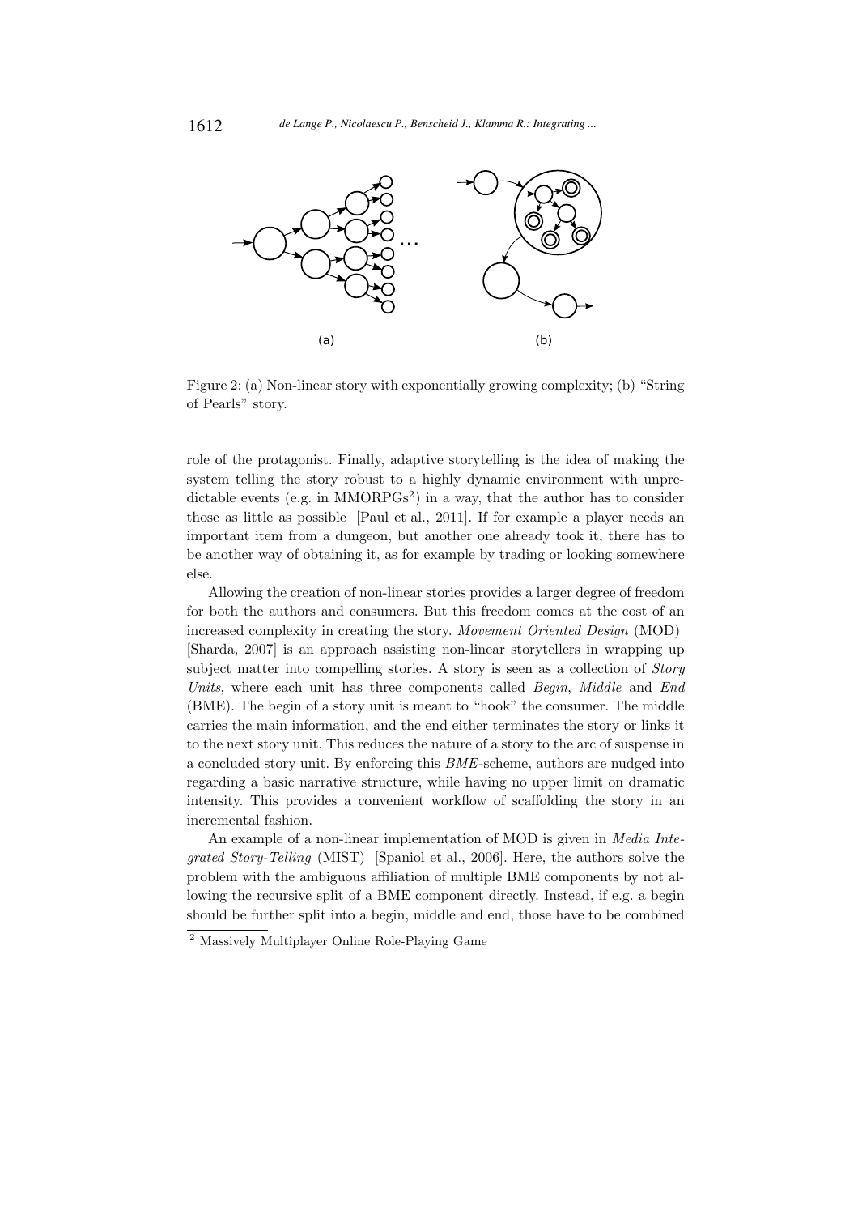Figure 2: (a) Non-linear story with exponentially growing complexity; (b) “String of Pearls” story.

role of the protagonist. Finally, adaptive storytelling is the idea of making the system telling the story robust to a highly dynamic environment with unpredictable events (e.g. in MMORPGs[2]) in a way, that the author has to consider those as little as possible [Paul et al., 2011]. If for example a player needs an important item from a dungeon, but another one already took it, there has to be another way of obtaining it, as for example by trading or looking somewhere else.

Allowing the creation of non-linear stories provides a larger degree of freedom for both the authors and consumers. But this freedom comes at the cost of an increased complexity in creating the story. *Movement Oriented Design* (MOD) [Sharda, 2007] is an approach assisting non-linear storytellers in wrapping up subject matter into compelling stories. A story is seen as a collection of *Story Units*, where each unit has three components called *Begin*, *Middle* and *End* (BME). The begin of a story unit is meant to “hook” the consumer. The middle carries the main information, and the end either terminates the story or links it to the next story unit. This reduces the nature of a story to the arc of suspense in a concluded story unit. By enforcing this *BME*-scheme, authors are nudged into regarding a basic narrative structure, while having no upper limit on dramatic intensity. This provides a convenient workflow of scaffolding the story in an incremental fashion.

An example of a non-linear implementation of MOD is given in *Media Integrated Story-Telling* (MIST) [Spaniol et al., 2006]. Here, the authors solve the problem with the ambiguous affiliation of multiple BME components by not allowing the recursive split of a BME component directly. Instead, if e.g. a begin should be further split into a begin, middle and end, those have to be combined

[2] Massively Multiplayer Online Role-Playing Game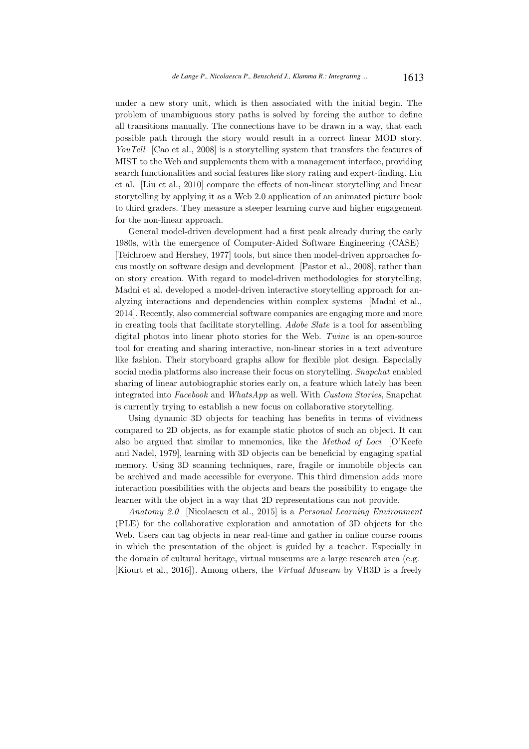under a new story unit, which is then associated with the initial begin. The problem of unambiguous story paths is solved by forcing the author to define all transitions manually. The connections have to be drawn in a way, that each possible path through the story would result in a correct linear MOD story. *YouTell* [Cao et al., 2008] is a storytelling system that transfers the features of MIST to the Web and supplements them with a management interface, providing search functionalities and social features like story rating and expert-finding. Liu et al. [Liu et al., 2010] compare the effects of non-linear storytelling and linear storytelling by applying it as a Web 2.0 application of an animated picture book to third graders. They measure a steeper learning curve and higher engagement for the non-linear approach.

General model-driven development had a first peak already during the early 1980s, with the emergence of Computer-Aided Software Engineering (CASE) [Teichroew and Hershey, 1977] tools, but since then model-driven approaches focus mostly on software design and development [Pastor et al., 2008], rather than on story creation. With regard to model-driven methodologies for storytelling, Madni et al. developed a model-driven interactive storytelling approach for analyzing interactions and dependencies within complex systems [Madni et al., 2014]. Recently, also commercial software companies are engaging more and more in creating tools that facilitate storytelling. *Adobe Slate* is a tool for assembling digital photos into linear photo stories for the Web. *Twine* is an open-source tool for creating and sharing interactive, non-linear stories in a text adventure like fashion. Their storyboard graphs allow for flexible plot design. Especially social media platforms also increase their focus on storytelling. *Snapchat* enabled sharing of linear autobiographic stories early on, a feature which lately has been integrated into *Facebook* and *WhatsApp* as well. With *Custom Stories*, Snapchat is currently trying to establish a new focus on collaborative storytelling.

Using dynamic 3D objects for teaching has benefits in terms of vividness compared to 2D objects, as for example static photos of such an object. It can also be argued that similar to mnemonics, like the *Method of Loci* [O'Keefe and Nadel, 1979], learning with 3D objects can be beneficial by engaging spatial memory. Using 3D scanning techniques, rare, fragile or immobile objects can be archived and made accessible for everyone. This third dimension adds more interaction possibilities with the objects and bears the possibility to engage the learner with the object in a way that 2D representations can not provide.

*Anatomy 2.0* [Nicolaescu et al., 2015] is a *Personal Learning Environment* (PLE) for the collaborative exploration and annotation of 3D objects for the Web. Users can tag objects in near real-time and gather in online course rooms in which the presentation of the object is guided by a teacher. Especially in the domain of cultural heritage, virtual museums are a large research area (e.g. [Kiourt et al., 2016]). Among others, the *Virtual Museum* by VR3D is a freely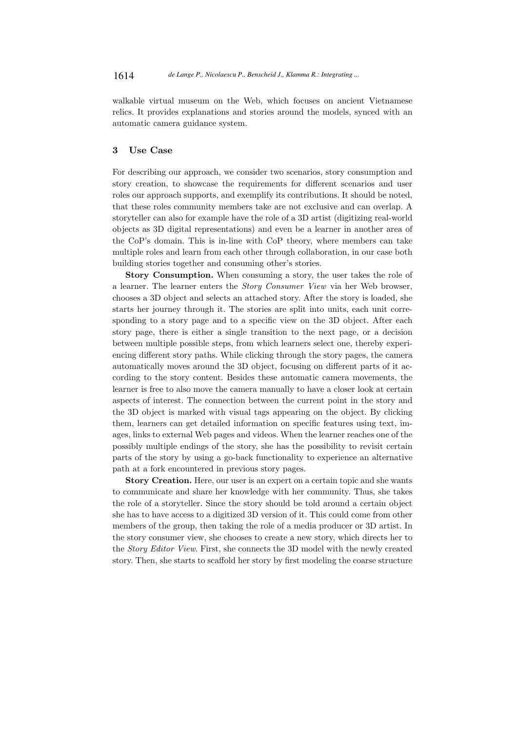walkable virtual museum on the Web, which focuses on ancient Vietnamese relics. It provides explanations and stories around the models, synced with an automatic camera guidance system.

## 3 Use Case

For describing our approach, we consider two scenarios, story consumption and story creation, to showcase the requirements for different scenarios and user roles our approach supports, and exemplify its contributions. It should be noted, that these roles community members take are not exclusive and can overlap. A storyteller can also for example have the role of a 3D artist (digitizing real-world objects as 3D digital representations) and even be a learner in another area of the CoP's domain. This is in-line with CoP theory, where members can take multiple roles and learn from each other through collaboration, in our case both building stories together and consuming other's stories.

**Story Consumption.** When consuming a story, the user takes the role of a learner. The learner enters the *Story Consumer View* via her Web browser, chooses a 3D object and selects an attached story. After the story is loaded, she starts her journey through it. The stories are split into units, each unit corresponding to a story page and to a specific view on the 3D object. After each story page, there is either a single transition to the next page, or a decision between multiple possible steps, from which learners select one, thereby experiencing different story paths. While clicking through the story pages, the camera automatically moves around the 3D object, focusing on different parts of it according to the story content. Besides these automatic camera movements, the learner is free to also move the camera manually to have a closer look at certain aspects of interest. The connection between the current point in the story and the 3D object is marked with visual tags appearing on the object. By clicking them, learners can get detailed information on specific features using text, images, links to external Web pages and videos. When the learner reaches one of the possibly multiple endings of the story, she has the possibility to revisit certain parts of the story by using a go-back functionality to experience an alternative path at a fork encountered in previous story pages.

**Story Creation.** Here, our user is an expert on a certain topic and she wants to communicate and share her knowledge with her community. Thus, she takes the role of a storyteller. Since the story should be told around a certain object she has to have access to a digitized 3D version of it. This could come from other members of the group, then taking the role of a media producer or 3D artist. In the story consumer view, she chooses to create a new story, which directs her to the *Story Editor View*. First, she connects the 3D model with the newly created story. Then, she starts to scaffold her story by first modeling the coarse structure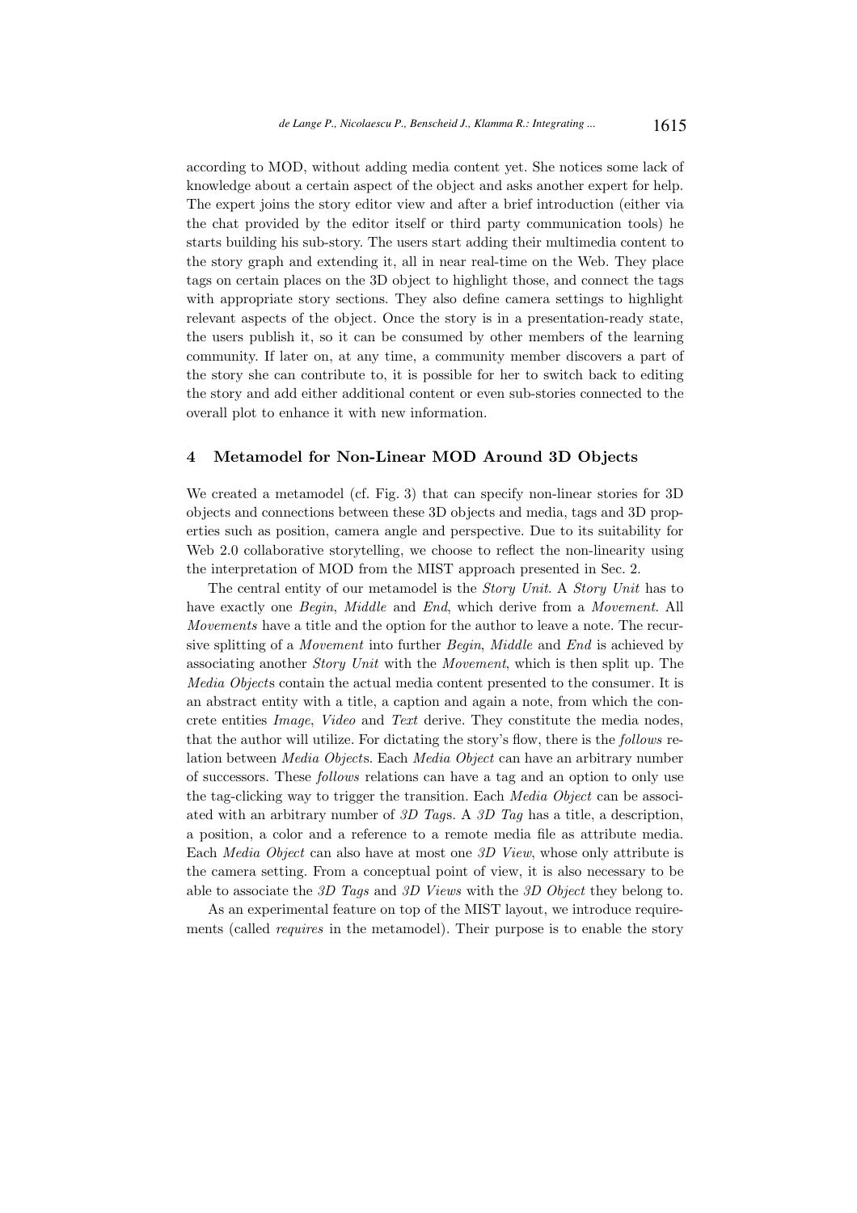according to MOD, without adding media content yet. She notices some lack of knowledge about a certain aspect of the object and asks another expert for help. The expert joins the story editor view and after a brief introduction (either via the chat provided by the editor itself or third party communication tools) he starts building his sub-story. The users start adding their multimedia content to the story graph and extending it, all in near real-time on the Web. They place tags on certain places on the 3D object to highlight those, and connect the tags with appropriate story sections. They also define camera settings to highlight relevant aspects of the object. Once the story is in a presentation-ready state, the users publish it, so it can be consumed by other members of the learning community. If later on, at any time, a community member discovers a part of the story she can contribute to, it is possible for her to switch back to editing the story and add either additional content or even sub-stories connected to the overall plot to enhance it with new information.

## 4 Metamodel for Non-Linear MOD Around 3D Objects

We created a metamodel (cf. Fig. 3) that can specify non-linear stories for 3D objects and connections between these 3D objects and media, tags and 3D properties such as position, camera angle and perspective. Due to its suitability for Web 2.0 collaborative storytelling, we choose to reflect the non-linearity using the interpretation of MOD from the MIST approach presented in Sec. 2.

The central entity of our metamodel is the *Story Unit*. A *Story Unit* has to have exactly one *Begin*, *Middle* and *End*, which derive from a *Movement*. All *Movements* have a title and the option for the author to leave a note. The recursive splitting of a *Movement* into further *Begin*, *Middle* and *End* is achieved by associating another *Story Unit* with the *Movement*, which is then split up. The *Media Objects* contain the actual media content presented to the consumer. It is an abstract entity with a title, a caption and again a note, from which the concrete entities *Image*, *Video* and *Text* derive. They constitute the media nodes, that the author will utilize. For dictating the story's flow, there is the *follows* relation between *Media Objects*. Each *Media Object* can have an arbitrary number of successors. These *follows* relations can have a tag and an option to only use the tag-clicking way to trigger the transition. Each *Media Object* can be associated with an arbitrary number of *3D Tags*. A *3D Tag* has a title, a description, a position, a color and a reference to a remote media file as attribute media. Each *Media Object* can also have at most one *3D View*, whose only attribute is the camera setting. From a conceptual point of view, it is also necessary to be able to associate the *3D Tags* and *3D Views* with the *3D Object* they belong to.

As an experimental feature on top of the MIST layout, we introduce requirements (called *requires* in the metamodel). Their purpose is to enable the story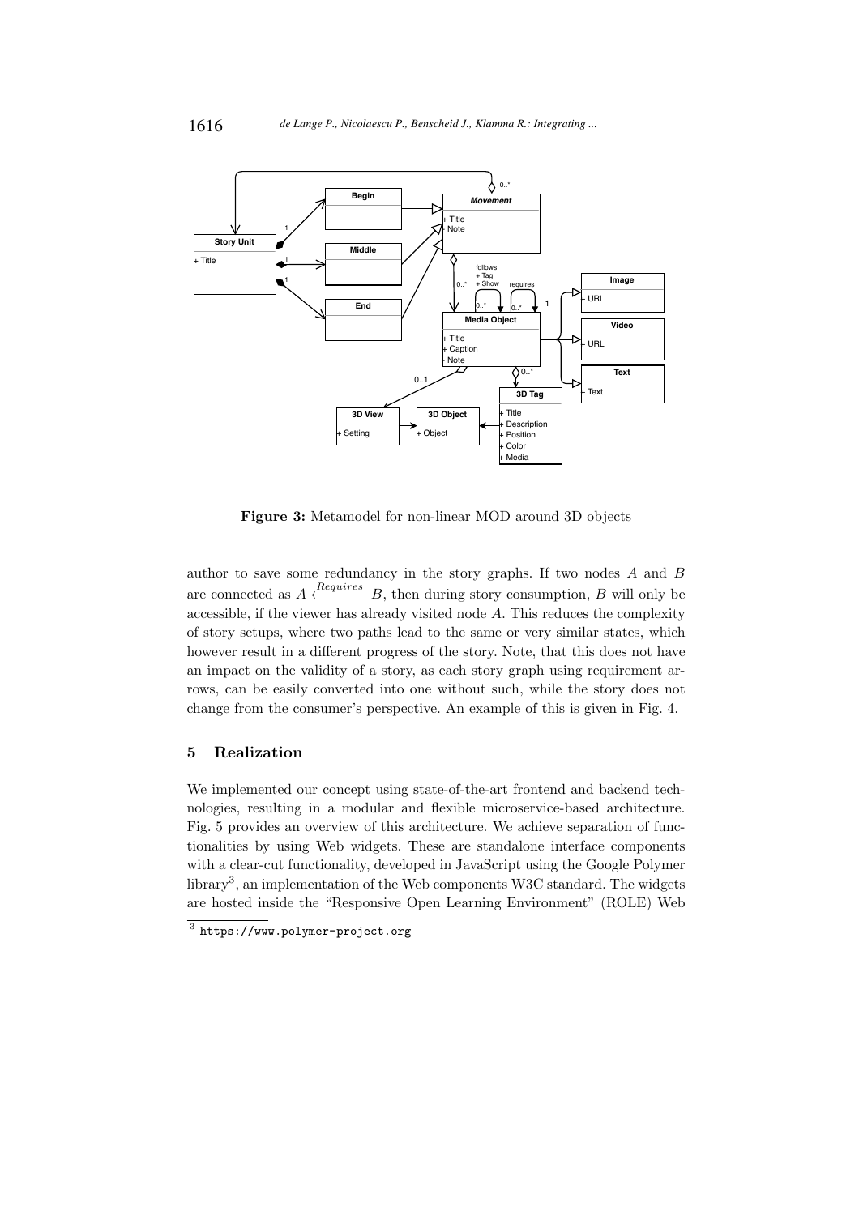**Figure 3:** Metamodel for non-linear MOD around 3D objects

author to save some redundancy in the story graphs. If two nodes $A$ and $B$ are connected as $A \xleftarrow{Requires} B$, then during story consumption, $B$ will only be accessible, if the viewer has already visited node $A$. This reduces the complexity of story setups, where two paths lead to the same or very similar states, which however result in a different progress of the story. Note, that this does not have an impact on the validity of a story, as each story graph using requirement arrows, can be easily converted into one without such, while the story does not change from the consumer's perspective. An example of this is given in Fig. 4.

## 5 Realization

We implemented our concept using state-of-the-art frontend and backend technologies, resulting in a modular and flexible microservice-based architecture. Fig. 5 provides an overview of this architecture. We achieve separation of functionalities by using Web widgets. These are standalone interface components with a clear-cut functionality, developed in JavaScript using the Google Polymer library[3], an implementation of the Web components W3C standard. The widgets are hosted inside the "Responsive Open Learning Environment" (ROLE) Web

[3] https://www.polymer-project.org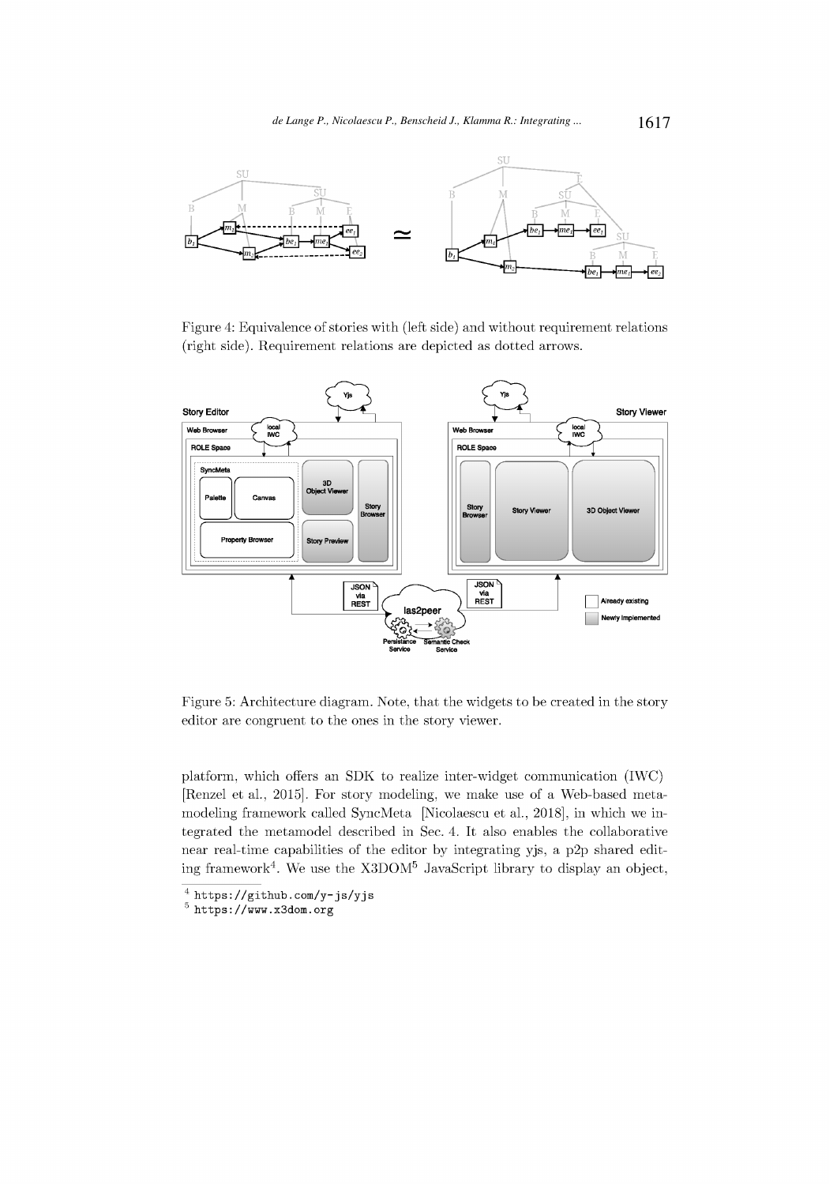Figure 4: Equivalence of stories with (left side) and without requirement relations (right side). Requirement relations are depicted as dotted arrows.

Figure 5: Architecture diagram. Note, that the widgets to be created in the story editor are congruent to the ones in the story viewer.

platform, which offers an SDK to realize inter-widget communication (IWC) [Renzel et al., 2015]. For story modeling, we make use of a Web-based metamodeling framework called SyncMeta [Nicolaescu et al., 2018], in which we integrated the metamodel described in Sec. 4. It also enables the collaborative near real-time capabilities of the editor by integrating yjs, a p2p shared editing framework[4]. We use the X3DOM[5] JavaScript library to display an object,

[4] https://github.com/y-js/yjs

[5] https://www.x3dom.org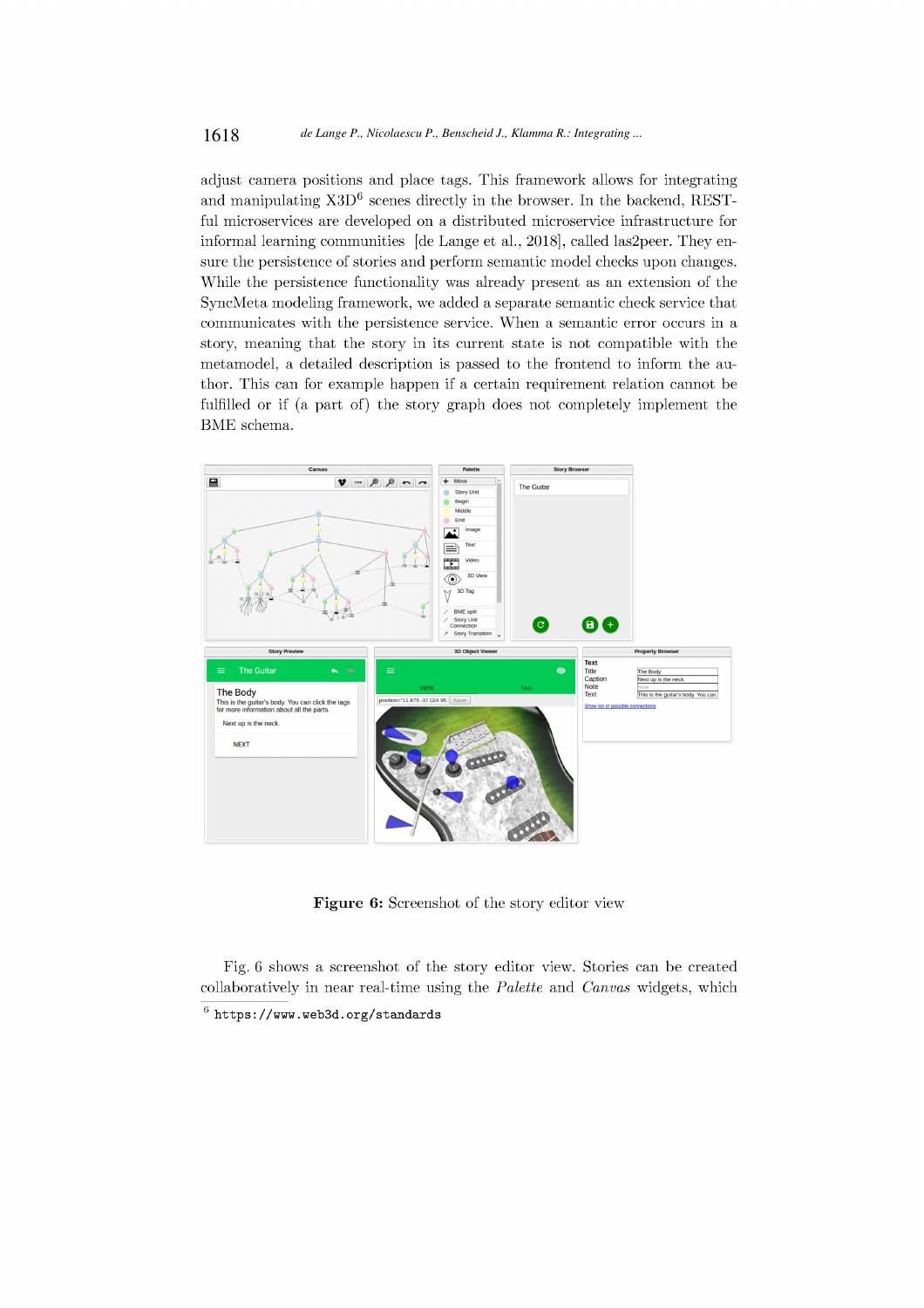adjust camera positions and place tags. This framework allows for integrating and manipulating X3D[6] scenes directly in the browser. In the backend, RESTful microservices are developed on a distributed microservice infrastructure for informal learning communities [de Lange et al., 2018], called las2peer. They ensure the persistence of stories and perform semantic model checks upon changes. While the persistence functionality was already present as an extension of the SyncMeta modeling framework, we added a separate semantic check service that communicates with the persistence service. When a semantic error occurs in a story, meaning that the story in its current state is not compatible with the metamodel, a detailed description is passed to the frontend to inform the author. This can for example happen if a certain requirement relation cannot be fulfilled or if (a part of) the story graph does not completely implement the BME schema.

**Figure 6:** Screenshot of the story editor view

Fig. 6 shows a screenshot of the story editor view. Stories can be created collaboratively in near real-time using the *Palette* and *Canvas* widgets, which

[6] `https://www.web3d.org/standards`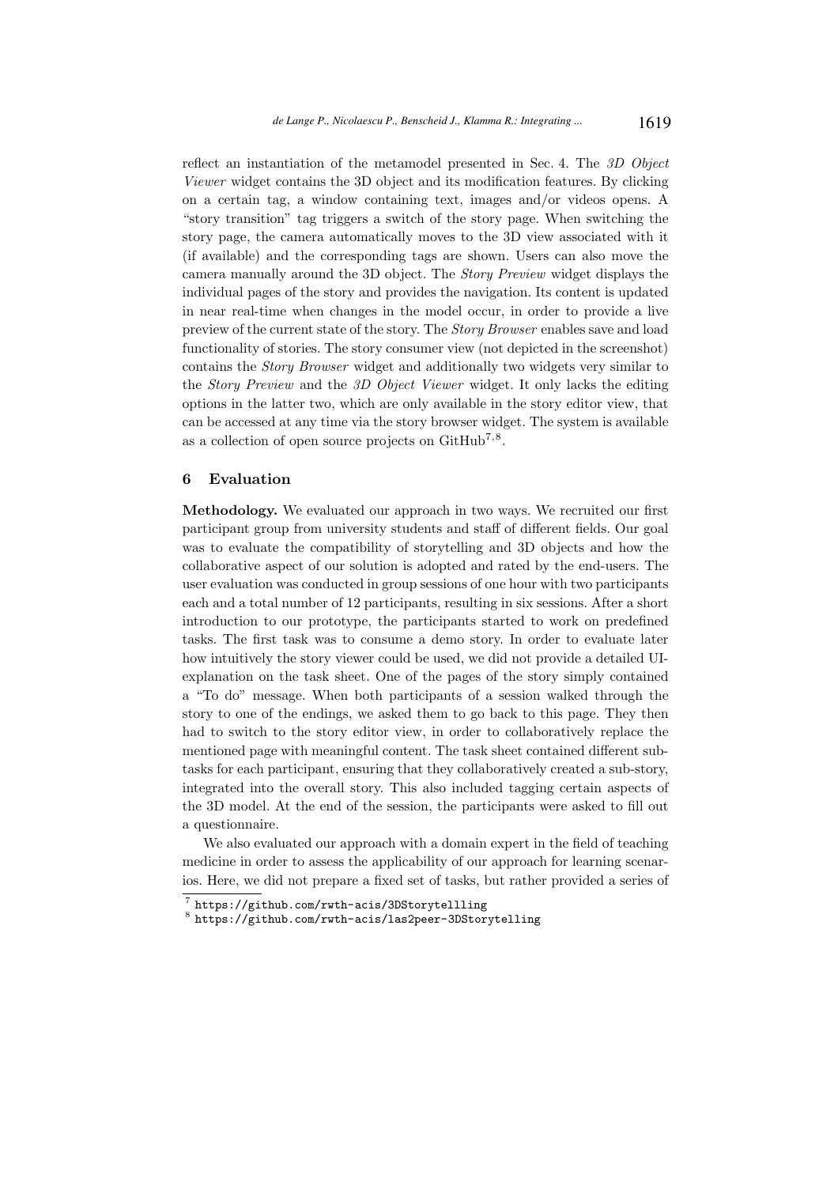reflect an instantiation of the metamodel presented in Sec. 4. The *3D Object Viewer* widget contains the 3D object and its modification features. By clicking on a certain tag, a window containing text, images and/or videos opens. A "story transition" tag triggers a switch of the story page. When switching the story page, the camera automatically moves to the 3D view associated with it (if available) and the corresponding tags are shown. Users can also move the camera manually around the 3D object. The *Story Preview* widget displays the individual pages of the story and provides the navigation. Its content is updated in near real-time when changes in the model occur, in order to provide a live preview of the current state of the story. The *Story Browser* enables save and load functionality of stories. The story consumer view (not depicted in the screenshot) contains the *Story Browser* widget and additionally two widgets very similar to the *Story Preview* and the *3D Object Viewer* widget. It only lacks the editing options in the latter two, which are only available in the story editor view, that can be accessed at any time via the story browser widget. The system is available as a collection of open source projects on GitHub[7,8].

## 6 Evaluation

**Methodology.** We evaluated our approach in two ways. We recruited our first participant group from university students and staff of different fields. Our goal was to evaluate the compatibility of storytelling and 3D objects and how the collaborative aspect of our solution is adopted and rated by the end-users. The user evaluation was conducted in group sessions of one hour with two participants each and a total number of 12 participants, resulting in six sessions. After a short introduction to our prototype, the participants started to work on predefined tasks. The first task was to consume a demo story. In order to evaluate later how intuitively the story viewer could be used, we did not provide a detailed UI-explanation on the task sheet. One of the pages of the story simply contained a "To do" message. When both participants of a session walked through the story to one of the endings, we asked them to go back to this page. They then had to switch to the story editor view, in order to collaboratively replace the mentioned page with meaningful content. The task sheet contained different sub-tasks for each participant, ensuring that they collaboratively created a sub-story, integrated into the overall story. This also included tagging certain aspects of the 3D model. At the end of the session, the participants were asked to fill out a questionnaire.

We also evaluated our approach with a domain expert in the field of teaching medicine in order to assess the applicability of our approach for learning scenarios. Here, we did not prepare a fixed set of tasks, but rather provided a series of

[7] https://github.com/rwth-acis/3DStorytellling

[8] https://github.com/rwth-acis/las2peer-3DStorytelling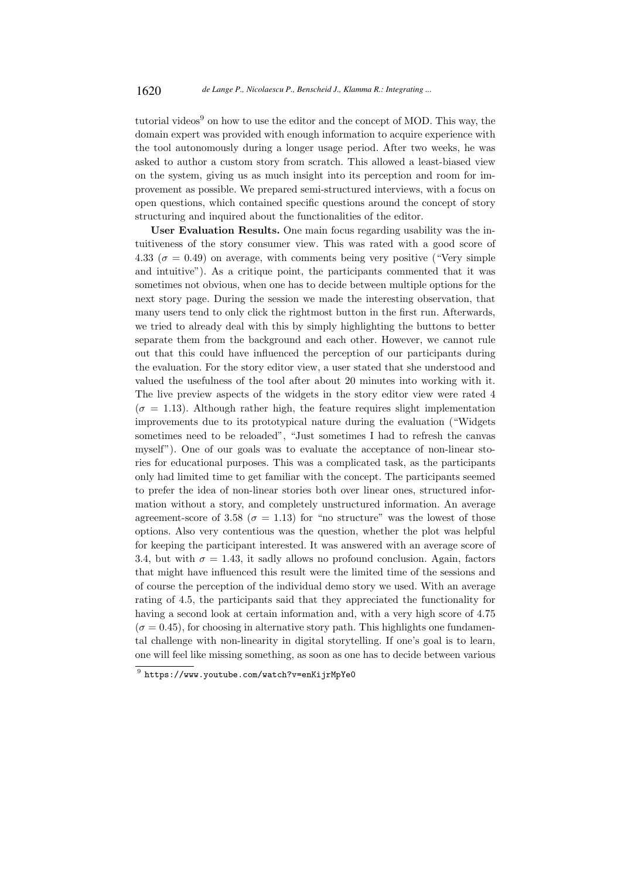tutorial videos[9] on how to use the editor and the concept of MOD. This way, the domain expert was provided with enough information to acquire experience with the tool autonomously during a longer usage period. After two weeks, he was asked to author a custom story from scratch. This allowed a least-biased view on the system, giving us as much insight into its perception and room for improvement as possible. We prepared semi-structured interviews, with a focus on open questions, which contained specific questions around the concept of story structuring and inquired about the functionalities of the editor.

**User Evaluation Results.** One main focus regarding usability was the intuitiveness of the story consumer view. This was rated with a good score of 4.33 ($\sigma = 0.49$) on average, with comments being very positive ("Very simple and intuitive"). As a critique point, the participants commented that it was sometimes not obvious, when one has to decide between multiple options for the next story page. During the session we made the interesting observation, that many users tend to only click the rightmost button in the first run. Afterwards, we tried to already deal with this by simply highlighting the buttons to better separate them from the background and each other. However, we cannot rule out that this could have influenced the perception of our participants during the evaluation. For the story editor view, a user stated that she understood and valued the usefulness of the tool after about 20 minutes into working with it. The live preview aspects of the widgets in the story editor view were rated 4 ($\sigma = 1.13$). Although rather high, the feature requires slight implementation improvements due to its prototypical nature during the evaluation ("Widgets sometimes need to be reloaded", "Just sometimes I had to refresh the canvas myself"). One of our goals was to evaluate the acceptance of non-linear stories for educational purposes. This was a complicated task, as the participants only had limited time to get familiar with the concept. The participants seemed to prefer the idea of non-linear stories both over linear ones, structured information without a story, and completely unstructured information. An average agreement-score of 3.58 ($\sigma = 1.13$) for "no structure" was the lowest of those options. Also very contentious was the question, whether the plot was helpful for keeping the participant interested. It was answered with an average score of 3.4, but with $\sigma = 1.43$, it sadly allows no profound conclusion. Again, factors that might have influenced this result were the limited time of the sessions and of course the perception of the individual demo story we used. With an average rating of 4.5, the participants said that they appreciated the functionality for having a second look at certain information and, with a very high score of 4.75 ($\sigma = 0.45$), for choosing in alternative story path. This highlights one fundamental challenge with non-linearity in digital storytelling. If one's goal is to learn, one will feel like missing something, as soon as one has to decide between various

[9] https://www.youtube.com/watch?v=enKijrMpYe0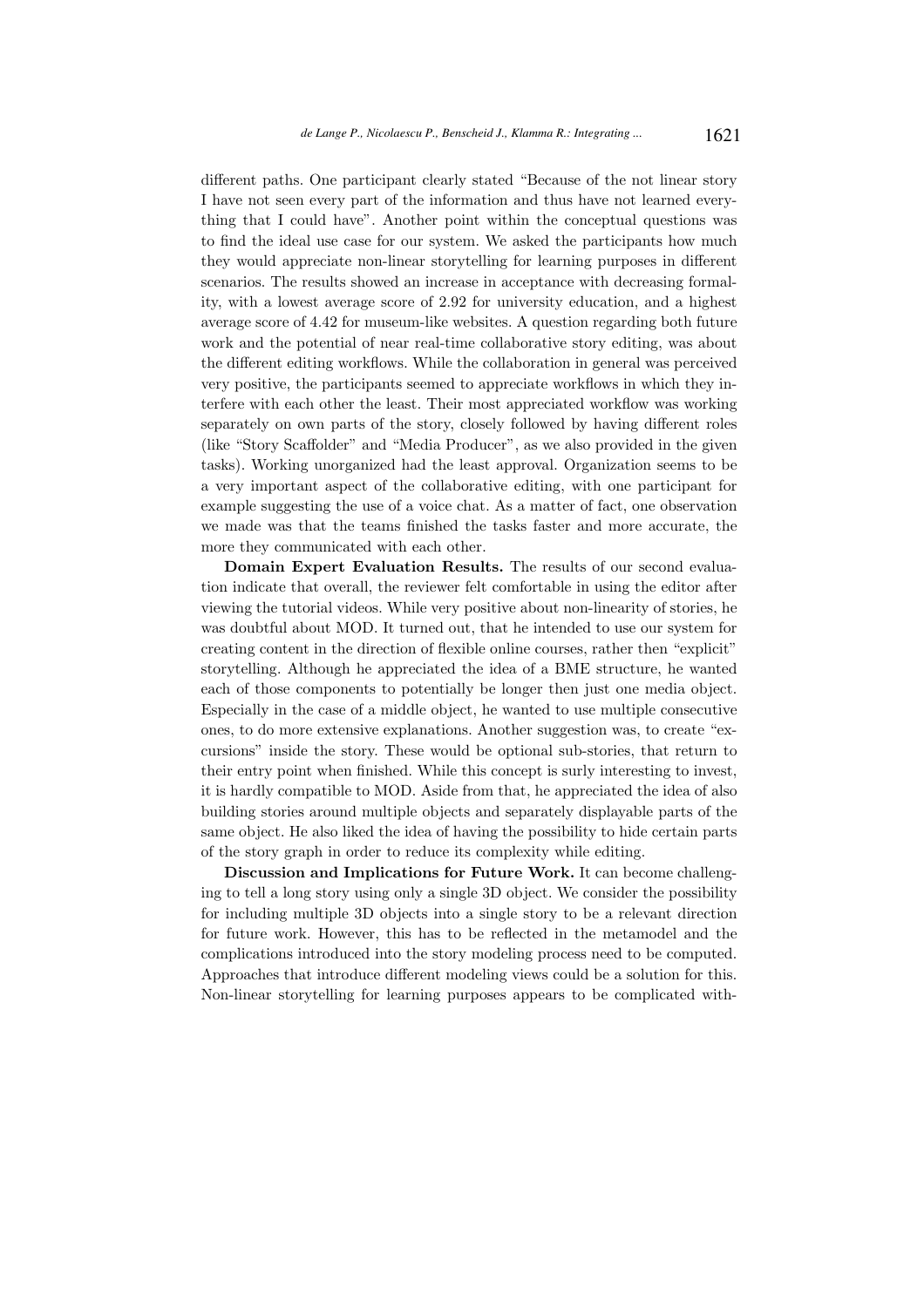different paths. One participant clearly stated "Because of the not linear story I have not seen every part of the information and thus have not learned everything that I could have". Another point within the conceptual questions was to find the ideal use case for our system. We asked the participants how much they would appreciate non-linear storytelling for learning purposes in different scenarios. The results showed an increase in acceptance with decreasing formality, with a lowest average score of 2.92 for university education, and a highest average score of 4.42 for museum-like websites. A question regarding both future work and the potential of near real-time collaborative story editing, was about the different editing workflows. While the collaboration in general was perceived very positive, the participants seemed to appreciate workflows in which they interfere with each other the least. Their most appreciated workflow was working separately on own parts of the story, closely followed by having different roles (like "Story Scaffolder" and "Media Producer", as we also provided in the given tasks). Working unorganized had the least approval. Organization seems to be a very important aspect of the collaborative editing, with one participant for example suggesting the use of a voice chat. As a matter of fact, one observation we made was that the teams finished the tasks faster and more accurate, the more they communicated with each other.

**Domain Expert Evaluation Results.** The results of our second evaluation indicate that overall, the reviewer felt comfortable in using the editor after viewing the tutorial videos. While very positive about non-linearity of stories, he was doubtful about MOD. It turned out, that he intended to use our system for creating content in the direction of flexible online courses, rather then "explicit" storytelling. Although he appreciated the idea of a BME structure, he wanted each of those components to potentially be longer then just one media object. Especially in the case of a middle object, he wanted to use multiple consecutive ones, to do more extensive explanations. Another suggestion was, to create "excursions" inside the story. These would be optional sub-stories, that return to their entry point when finished. While this concept is surly interesting to invest, it is hardly compatible to MOD. Aside from that, he appreciated the idea of also building stories around multiple objects and separately displayable parts of the same object. He also liked the idea of having the possibility to hide certain parts of the story graph in order to reduce its complexity while editing.

**Discussion and Implications for Future Work.** It can become challenging to tell a long story using only a single 3D object. We consider the possibility for including multiple 3D objects into a single story to be a relevant direction for future work. However, this has to be reflected in the metamodel and the complications introduced into the story modeling process need to be computed. Approaches that introduce different modeling views could be a solution for this. Non-linear storytelling for learning purposes appears to be complicated with-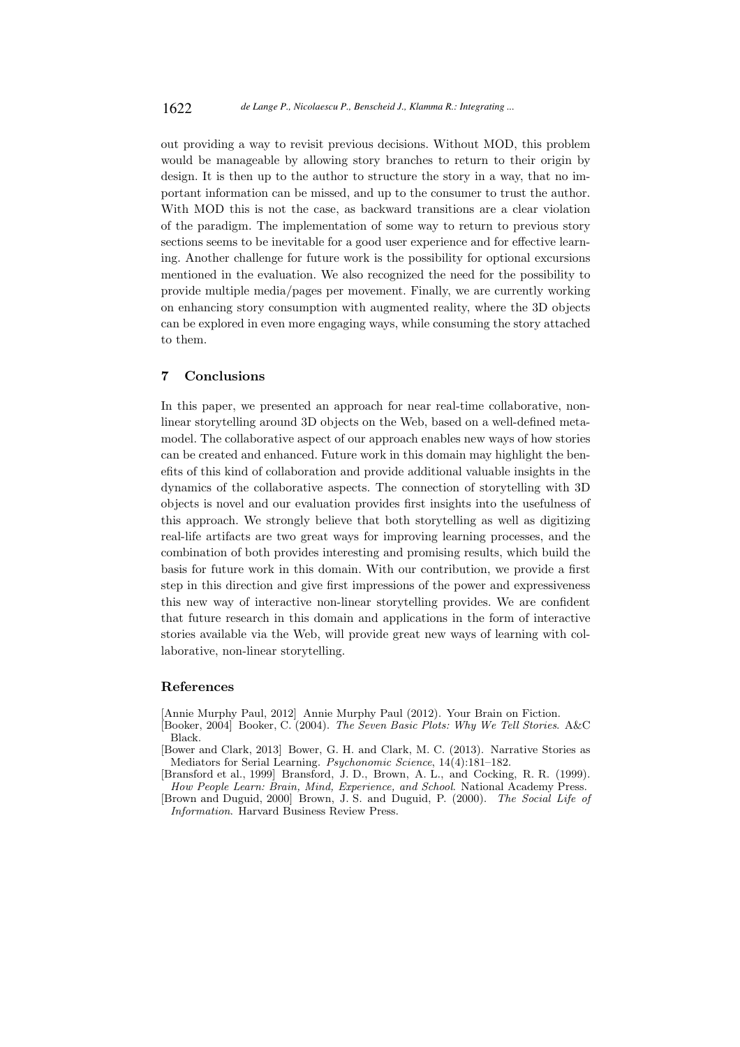out providing a way to revisit previous decisions. Without MOD, this problem would be manageable by allowing story branches to return to their origin by design. It is then up to the author to structure the story in a way, that no important information can be missed, and up to the consumer to trust the author. With MOD this is not the case, as backward transitions are a clear violation of the paradigm. The implementation of some way to return to previous story sections seems to be inevitable for a good user experience and for effective learning. Another challenge for future work is the possibility for optional excursions mentioned in the evaluation. We also recognized the need for the possibility to provide multiple media/pages per movement. Finally, we are currently working on enhancing story consumption with augmented reality, where the 3D objects can be explored in even more engaging ways, while consuming the story attached to them.

## 7 Conclusions

In this paper, we presented an approach for near real-time collaborative, nonlinear storytelling around 3D objects on the Web, based on a well-defined metamodel. The collaborative aspect of our approach enables new ways of how stories can be created and enhanced. Future work in this domain may highlight the benefits of this kind of collaboration and provide additional valuable insights in the dynamics of the collaborative aspects. The connection of storytelling with 3D objects is novel and our evaluation provides first insights into the usefulness of this approach. We strongly believe that both storytelling as well as digitizing real-life artifacts are two great ways for improving learning processes, and the combination of both provides interesting and promising results, which build the basis for future work in this domain. With our contribution, we provide a first step in this direction and give first impressions of the power and expressiveness this new way of interactive non-linear storytelling provides. We are confident that future research in this domain and applications in the form of interactive stories available via the Web, will provide great new ways of learning with collaborative, non-linear storytelling.

## References

[Annie Murphy Paul, 2012] Annie Murphy Paul (2012). Your Brain on Fiction.

[Booker, 2004] Booker, C. (2004). *The Seven Basic Plots: Why We Tell Stories*. A&C Black.

[Bower and Clark, 2013] Bower, G. H. and Clark, M. C. (2013). Narrative Stories as Mediators for Serial Learning. *Psychonomic Science*, 14(4):181–182.

[Bransford et al., 1999] Bransford, J. D., Brown, A. L., and Cocking, R. R. (1999). *How People Learn: Brain, Mind, Experience, and School*. National Academy Press.

[Brown and Duguid, 2000] Brown, J. S. and Duguid, P. (2000). *The Social Life of Information*. Harvard Business Review Press.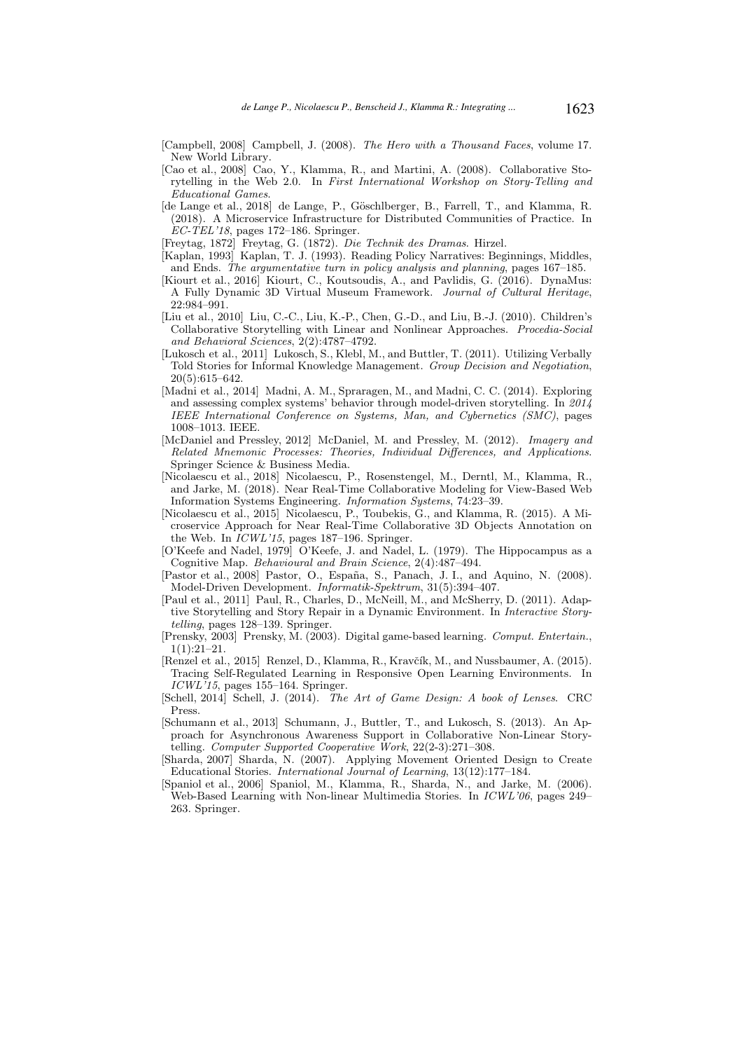[Campbell, 2008] Campbell, J. (2008). *The Hero with a Thousand Faces*, volume 17. New World Library.

[Cao et al., 2008] Cao, Y., Klamma, R., and Martini, A. (2008). Collaborative Storytelling in the Web 2.0. In *First International Workshop on Story-Telling and Educational Games*.

[de Lange et al., 2018] de Lange, P., Göschlberger, B., Farrell, T., and Klamma, R. (2018). A Microservice Infrastructure for Distributed Communities of Practice. In *EC-TEL'18*, pages 172–186. Springer.

[Freytag, 1872] Freytag, G. (1872). *Die Technik des Dramas*. Hirzel.

[Kaplan, 1993] Kaplan, T. J. (1993). Reading Policy Narratives: Beginnings, Middles, and Ends. *The argumentative turn in policy analysis and planning*, pages 167–185.

[Kiourt et al., 2016] Kiourt, C., Koutsoudis, A., and Pavlidis, G. (2016). DynaMus: A Fully Dynamic 3D Virtual Museum Framework. *Journal of Cultural Heritage*, 22:984–991.

[Liu et al., 2010] Liu, C.-C., Liu, K.-P., Chen, G.-D., and Liu, B.-J. (2010). Children's Collaborative Storytelling with Linear and Nonlinear Approaches. *Procedia-Social and Behavioral Sciences*, 2(2):4787–4792.

[Lukosch et al., 2011] Lukosch, S., Klebl, M., and Buttler, T. (2011). Utilizing Verbally Told Stories for Informal Knowledge Management. *Group Decision and Negotiation*, 20(5):615–642.

[Madni et al., 2014] Madni, A. M., Spraragen, M., and Madni, C. C. (2014). Exploring and assessing complex systems' behavior through model-driven storytelling. In *2014 IEEE International Conference on Systems, Man, and Cybernetics (SMC)*, pages 1008–1013. IEEE.

[McDaniel and Pressley, 2012] McDaniel, M. and Pressley, M. (2012). *Imagery and Related Mnemonic Processes: Theories, Individual Differences, and Applications*. Springer Science & Business Media.

[Nicolaescu et al., 2018] Nicolaescu, P., Rosenstengel, M., Derntl, M., Klamma, R., and Jarke, M. (2018). Near Real-Time Collaborative Modeling for View-Based Web Information Systems Engineering. *Information Systems*, 74:23–39.

[Nicolaescu et al., 2015] Nicolaescu, P., Toubekis, G., and Klamma, R. (2015). A Microservice Approach for Near Real-Time Collaborative 3D Objects Annotation on the Web. In *ICWL'15*, pages 187–196. Springer.

[O'Keefe and Nadel, 1979] O'Keefe, J. and Nadel, L. (1979). The Hippocampus as a Cognitive Map. *Behavioural and Brain Science*, 2(4):487–494.

[Pastor et al., 2008] Pastor, O., España, S., Panach, J. I., and Aquino, N. (2008). Model-Driven Development. *Informatik-Spektrum*, 31(5):394–407.

[Paul et al., 2011] Paul, R., Charles, D., McNeill, M., and McSherry, D. (2011). Adaptive Storytelling and Story Repair in a Dynamic Environment. In *Interactive Storytelling*, pages 128–139. Springer.

[Prensky, 2003] Prensky, M. (2003). Digital game-based learning. *Comput. Entertain.*, 1(1):21–21.

[Renzel et al., 2015] Renzel, D., Klamma, R., Kravčík, M., and Nussbaumer, A. (2015). Tracing Self-Regulated Learning in Responsive Open Learning Environments. In *ICWL'15*, pages 155–164. Springer.

[Schell, 2014] Schell, J. (2014). *The Art of Game Design: A book of Lenses*. CRC Press.

[Schumann et al., 2013] Schumann, J., Buttler, T., and Lukosch, S. (2013). An Approach for Asynchronous Awareness Support in Collaborative Non-Linear Storytelling. *Computer Supported Cooperative Work*, 22(2-3):271–308.

[Sharda, 2007] Sharda, N. (2007). Applying Movement Oriented Design to Create Educational Stories. *International Journal of Learning*, 13(12):177–184.

[Spaniol et al., 2006] Spaniol, M., Klamma, R., Sharda, N., and Jarke, M. (2006). Web-Based Learning with Non-linear Multimedia Stories. In *ICWL'06*, pages 249–263. Springer.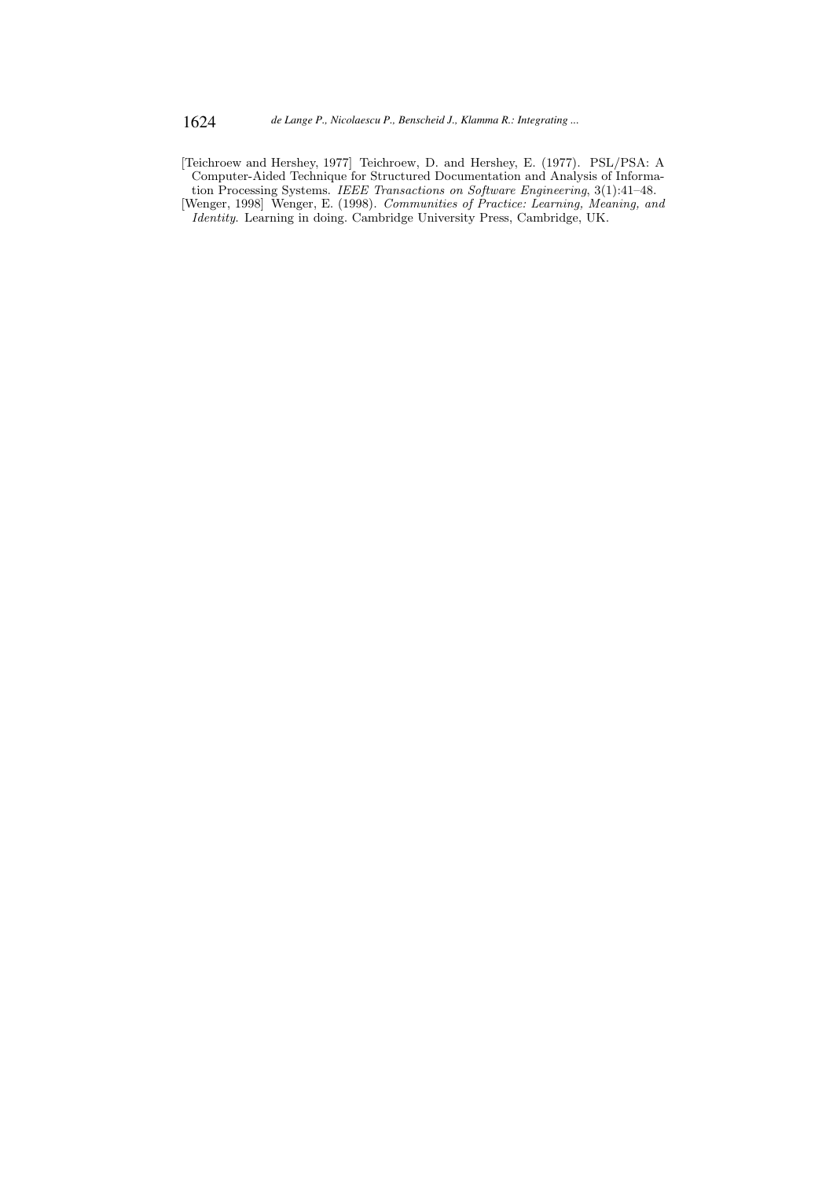[Teichroew and Hershey, 1977] Teichroew, D. and Hershey, E. (1977). PSL/PSA: A Computer-Aided Technique for Structured Documentation and Analysis of Information Processing Systems. *IEEE Transactions on Software Engineering*, 3(1):41–48.

[Wenger, 1998] Wenger, E. (1998). *Communities of Practice: Learning, Meaning, and Identity*. Learning in doing. Cambridge University Press, Cambridge, UK.